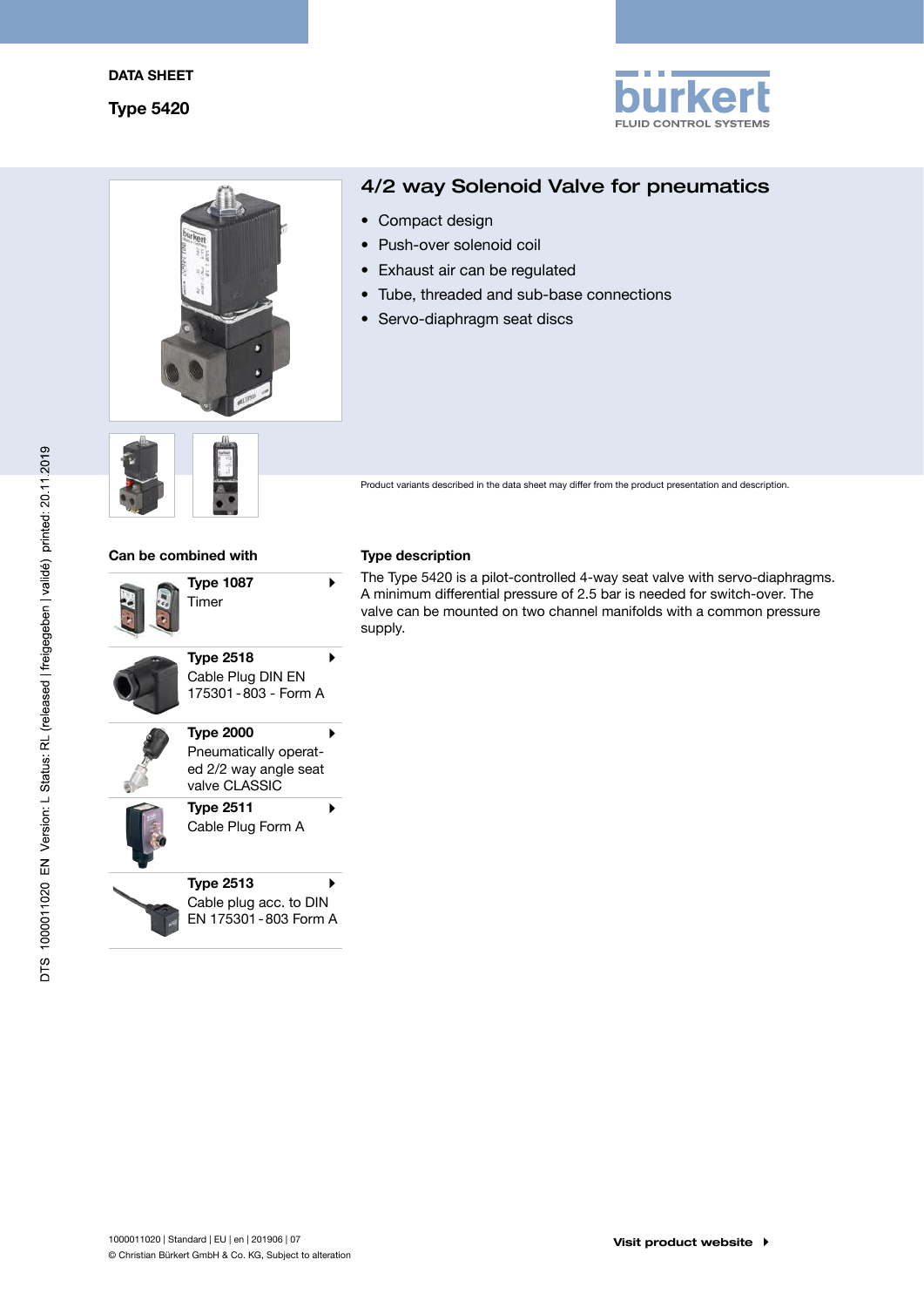DATA SHEET

Type 5420

# 4/2 way Solenoid Valve for pneumatics

- Compact design
- Push-over solenoid coil
- Exhaust air can be regulated
- Tube, threaded and sub-base connections
- Servo-diaphragm seat discs

Product variants described in the data sheet may differ from the product presentation and description.

## Can be combined with

**Type 1087**
Timer

**Type 2518**
Cable Plug DIN EN 175301 - 803 - Form A

**Type 2000**
Pneumatically operated 2/2 way angle seat valve CLASSIC

**Type 2511**
Cable Plug Form A

**Type 2513**
Cable plug acc. to DIN EN 175301 - 803 Form A

## Type description

The Type 5420 is a pilot-controlled 4-way seat valve with servo-diaphragms. A minimum differential pressure of 2.5 bar is needed for switch-over. The valve can be mounted on two channel manifolds with a common pressure supply.

1000011020 | Standard | EU | en | 201906 | 07
© Christian Bürkert GmbH & Co. KG, Subject to alteration

**Visit product website**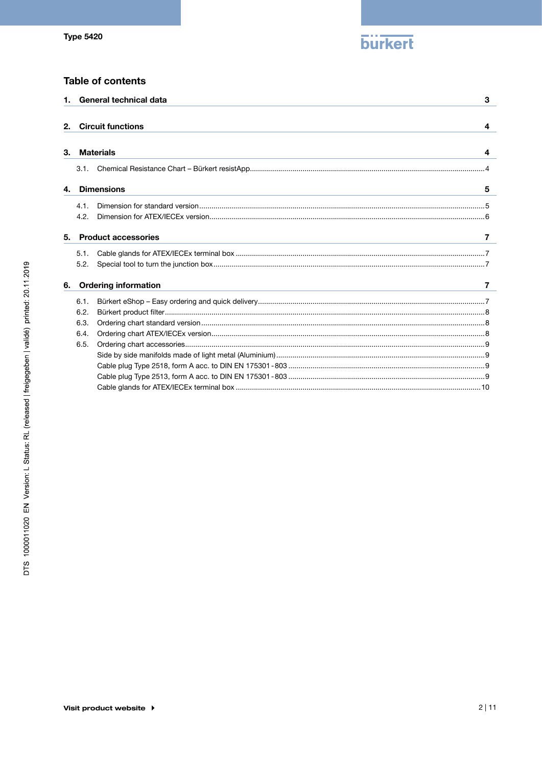## Table of contents

**1. General technical data** **3**

**2. Circuit functions** **4**

**3. Materials** **4**

3.1. Chemical Resistance Chart – Bürkert resistApp....4

**4. Dimensions** **5**

4.1. Dimension for standard version....5

4.2. Dimension for ATEX/IECEx version....6

**5. Product accessories** **7**

5.1. Cable glands for ATEX/IECEx terminal box....7

5.2. Special tool to turn the junction box....7

**6. Ordering information** **7**

6.1. Bürkert eShop – Easy ordering and quick delivery....7

6.2. Bürkert product filter....8

6.3. Ordering chart standard version....8

6.4. Ordering chart ATEX/IECEx version....8

6.5. Ordering chart accessories....9

Side by side manifolds made of light metal (Aluminium)....9

Cable plug Type 2518, form A acc. to DIN EN 175301 - 803....9

Cable plug Type 2513, form A acc. to DIN EN 175301 - 803....9

Cable glands for ATEX/IECEx terminal box....10

Visit product website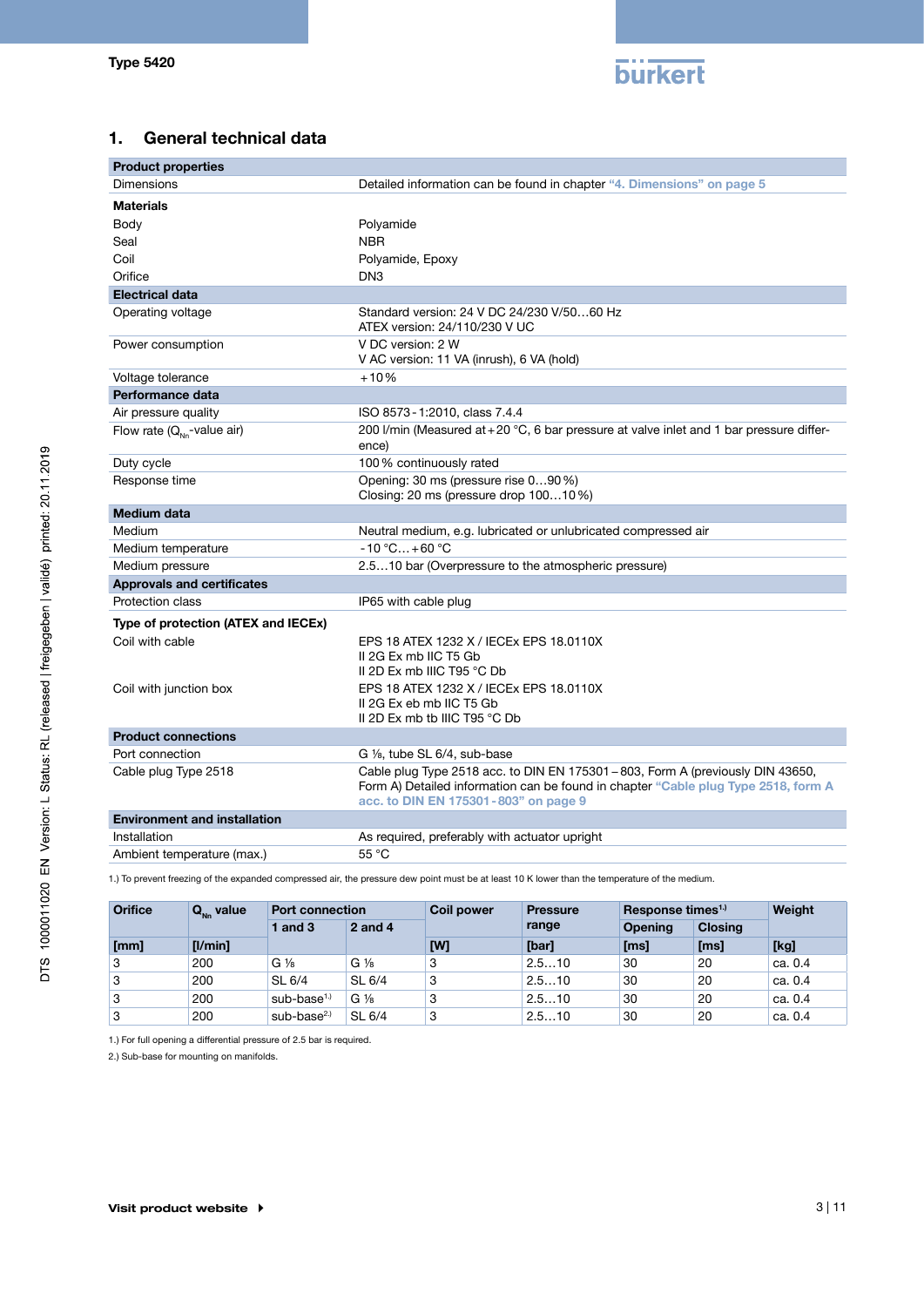## 1. General technical data

| Product properties | |
|---|---|
| Dimensions | Detailed information can be found in chapter "4. Dimensions" on page 5 |
| **Materials** | |
| Body | Polyamide |
| Seal | NBR |
| Coil | Polyamide, Epoxy |
| Orifice | DN3 |
| **Electrical data** | |
| Operating voltage | Standard version: 24 V DC 24/230 V/50…60 Hz<br>ATEX version: 24/110/230 V UC |
| Power consumption | V DC version: 2 W<br>V AC version: 11 VA (inrush), 6 VA (hold) |
| Voltage tolerance | +10 % |
| **Performance data** | |
| Air pressure quality | ISO 8573-1:2010, class 7.4.4 |
| Flow rate ($Q_{Nn}$-value air) | 200 l/min (Measured at +20 °C, 6 bar pressure at valve inlet and 1 bar pressure difference) |
| Duty cycle | 100 % continuously rated |
| Response time | Opening: 30 ms (pressure rise 0…90 %)<br>Closing: 20 ms (pressure drop 100…10 %) |
| **Medium data** | |
| Medium | Neutral medium, e.g. lubricated or unlubricated compressed air |
| Medium temperature | -10 °C…+60 °C |
| Medium pressure | 2.5…10 bar (Overpressure to the atmospheric pressure) |
| **Approvals and certificates** | |
| Protection class | IP65 with cable plug |
| **Type of protection (ATEX and IECEx)** | |
| Coil with cable | EPS 18 ATEX 1232 X / IECEx EPS 18.0110X<br>II 2G Ex mb IIC T5 Gb<br>II 2D Ex mb IIIC T95 °C Db |
| Coil with junction box | EPS 18 ATEX 1232 X / IECEx EPS 18.0110X<br>II 2G Ex eb mb IIC T5 Gb<br>II 2D Ex mb tb IIIC T95 °C Db |
| **Product connections** | |
| Port connection | G ⅛, tube SL 6/4, sub-base |
| Cable plug Type 2518 | Cable plug Type 2518 acc. to DIN EN 175301-803, Form A (previously DIN 43650, Form A) Detailed information can be found in chapter "Cable plug Type 2518, form A acc. to DIN EN 175301-803" on page 9 |
| **Environment and installation** | |
| Installation | As required, preferably with actuator upright |
| Ambient temperature (max.) | 55 °C |

1.) To prevent freezing of the expanded compressed air, the pressure dew point must be at least 10 K lower than the temperature of the medium.

| Orifice | $Q_{Nn}$ value | Port connection | | Coil power | Pressure range | Response times[1.)] | | Weight |
|---|---|---|---|---|---|---|---|---|
| | | 1 and 3 | 2 and 4 | | | Opening | Closing | |
| [mm] | [l/min] | | | [W] | [bar] | [ms] | [ms] | [kg] |
| 3 | 200 | G ⅛ | G ⅛ | 3 | 2.5…10 | 30 | 20 | ca. 0.4 |
| 3 | 200 | SL 6/4 | SL 6/4 | 3 | 2.5…10 | 30 | 20 | ca. 0.4 |
| 3 | 200 | sub-base[1.)] | G ⅛ | 3 | 2.5…10 | 30 | 20 | ca. 0.4 |
| 3 | 200 | sub-base[2.)] | SL 6/4 | 3 | 2.5…10 | 30 | 20 | ca. 0.4 |

1.) For full opening a differential pressure of 2.5 bar is required.

2.) Sub-base for mounting on manifolds.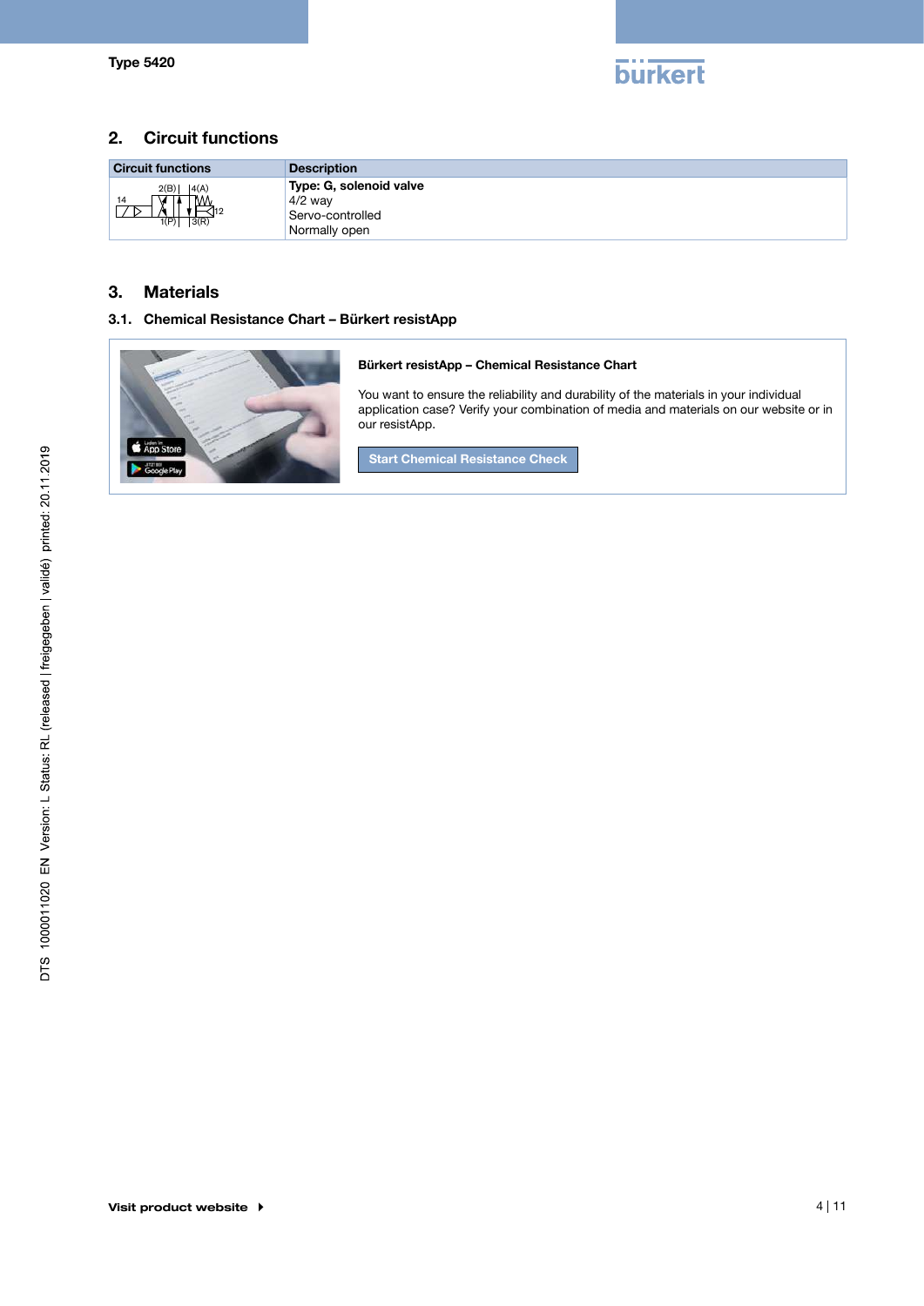## 2. Circuit functions

| Circuit functions | Description |
|---|---|
| 2(B) 4(A) 14 12 1(P) 3(R) | **Type: G, solenoid valve**<br>4/2 way<br>Servo-controlled<br>Normally open |

## 3. Materials

### 3.1. Chemical Resistance Chart – Bürkert resistApp

**Bürkert resistApp – Chemical Resistance Chart**

You want to ensure the reliability and durability of the materials in your individual application case? Verify your combination of media and materials on our website or in our resistApp.

Start Chemical Resistance Check

Visit product website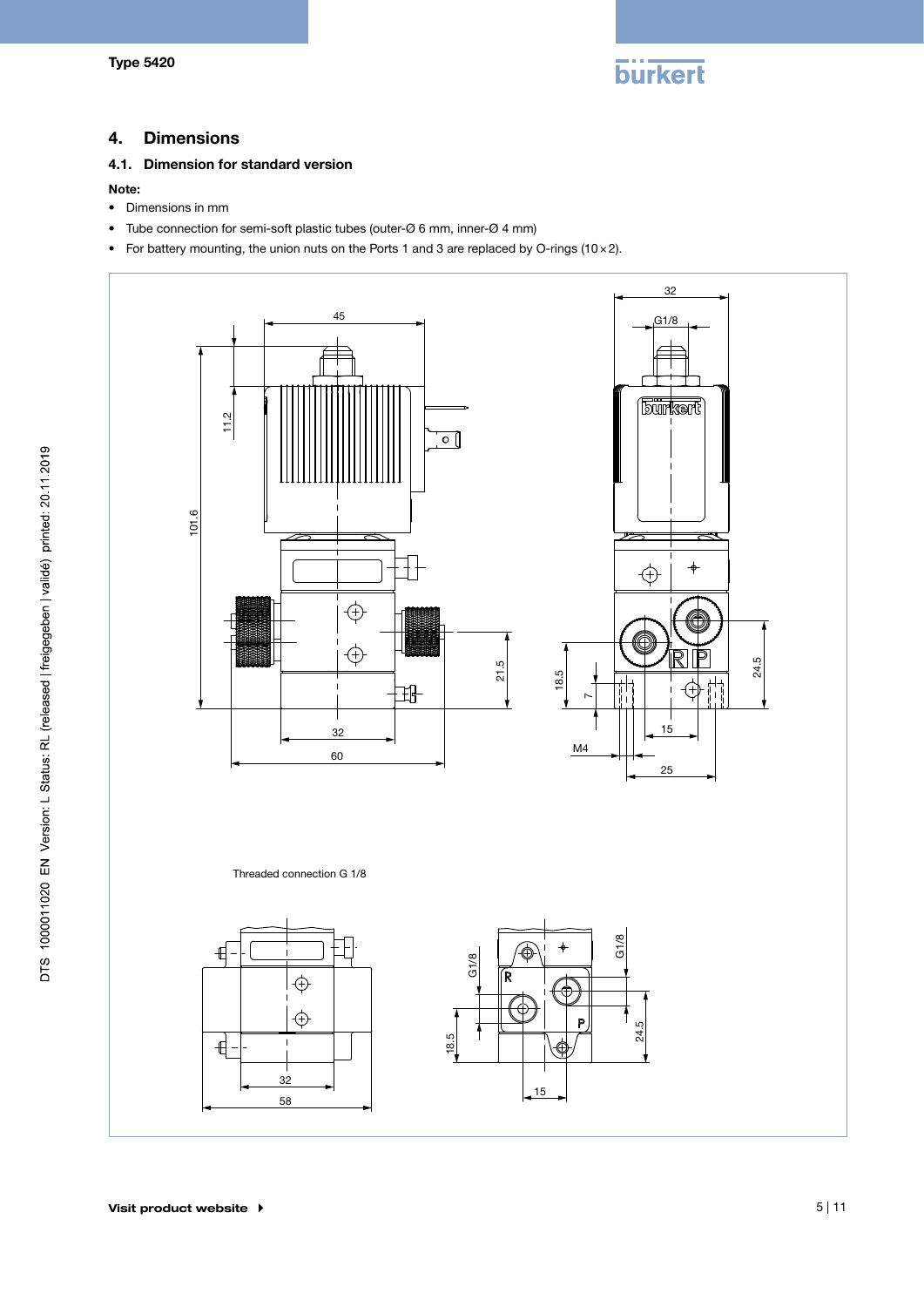## 4. Dimensions

### 4.1. Dimension for standard version

**Note:**

- Dimensions in mm
- Tube connection for semi-soft plastic tubes (outer-Ø 6 mm, inner-Ø 4 mm)
- For battery mounting, the union nuts on the Ports 1 and 3 are replaced by O-rings (10 × 2).

Threaded connection G 1/8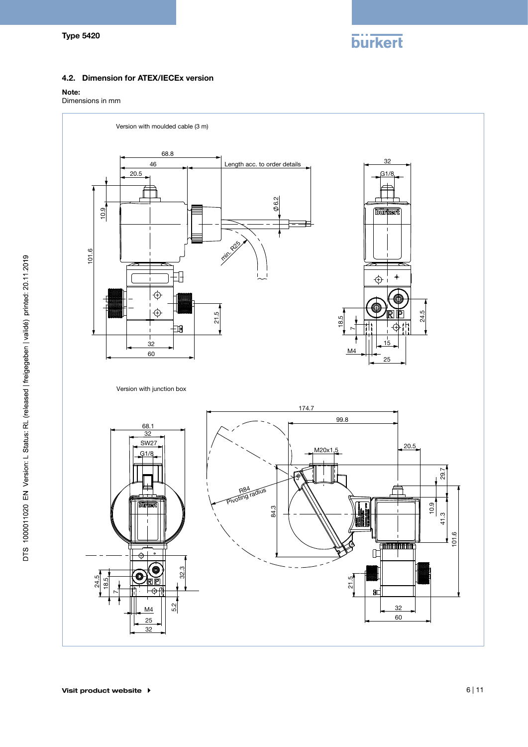## 4.2. Dimension for ATEX/IECEx version

**Note:**
Dimensions in mm

Version with moulded cable (3 m)

Version with junction box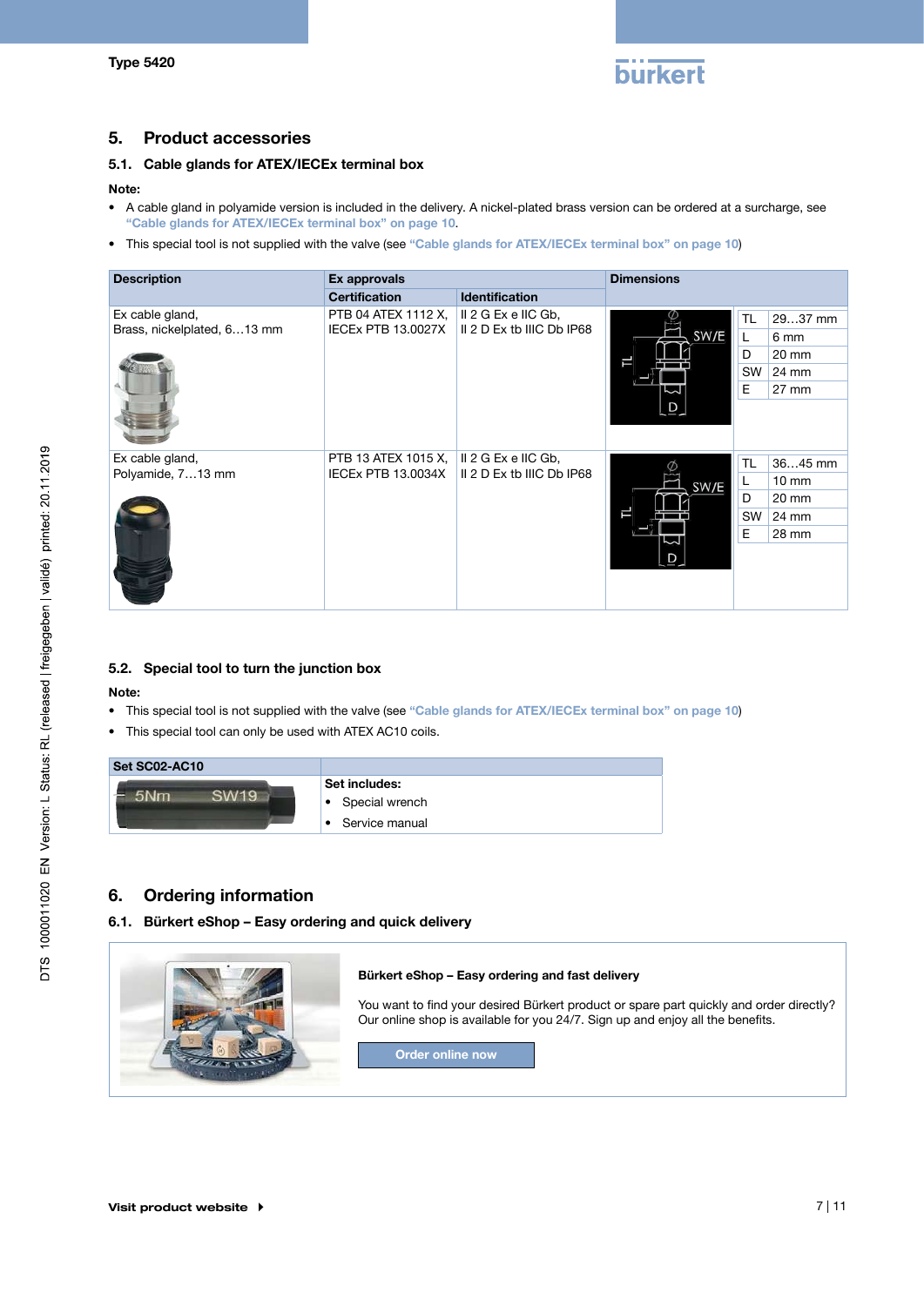## 5. Product accessories

### 5.1. Cable glands for ATEX/IECEx terminal box

**Note:**

- A cable gland in polyamide version is included in the delivery. A nickel-plated brass version can be ordered at a surcharge, see "Cable glands for ATEX/IECEx terminal box" on page 10.
- This special tool is not supplied with the valve (see "Cable glands for ATEX/IECEx terminal box" on page 10)

| Description | Ex approvals | | Dimensions | | |
|---|---|---|---|---|---|
| | Certification | Identification | | | |
| Ex cable gland, Brass, nickelplated, 6…13 mm | PTB 04 ATEX 1112 X, IECEx PTB 13.0027X | II 2 G Ex e IIC Gb, II 2 D Ex tb IIIC Db IP68 | | TL | 29…37 mm |
| | | | | L | 6 mm |
| | | | | D | 20 mm |
| | | | | SW | 24 mm |
| | | | | E | 27 mm |
| Ex cable gland, Polyamide, 7…13 mm | PTB 13 ATEX 1015 X, IECEx PTB 13.0034X | II 2 G Ex e IIC Gb, II 2 D Ex tb IIIC Db IP68 | | TL | 36…45 mm |
| | | | | L | 10 mm |
| | | | | D | 20 mm |
| | | | | SW | 24 mm |
| | | | | E | 28 mm |

### 5.2. Special tool to turn the junction box

**Note:**

- This special tool is not supplied with the valve (see "Cable glands for ATEX/IECEx terminal box" on page 10)
- This special tool can only be used with ATEX AC10 coils.

| Set SC02-AC10 | |
|---|---|
| | **Set includes:**<br>• Special wrench<br>• Service manual |

## 6. Ordering information

### 6.1. Bürkert eShop – Easy ordering and quick delivery

**Bürkert eShop – Easy ordering and fast delivery**

You want to find your desired Bürkert product or spare part quickly and order directly? Our online shop is available for you 24/7. Sign up and enjoy all the benefits.

Order online now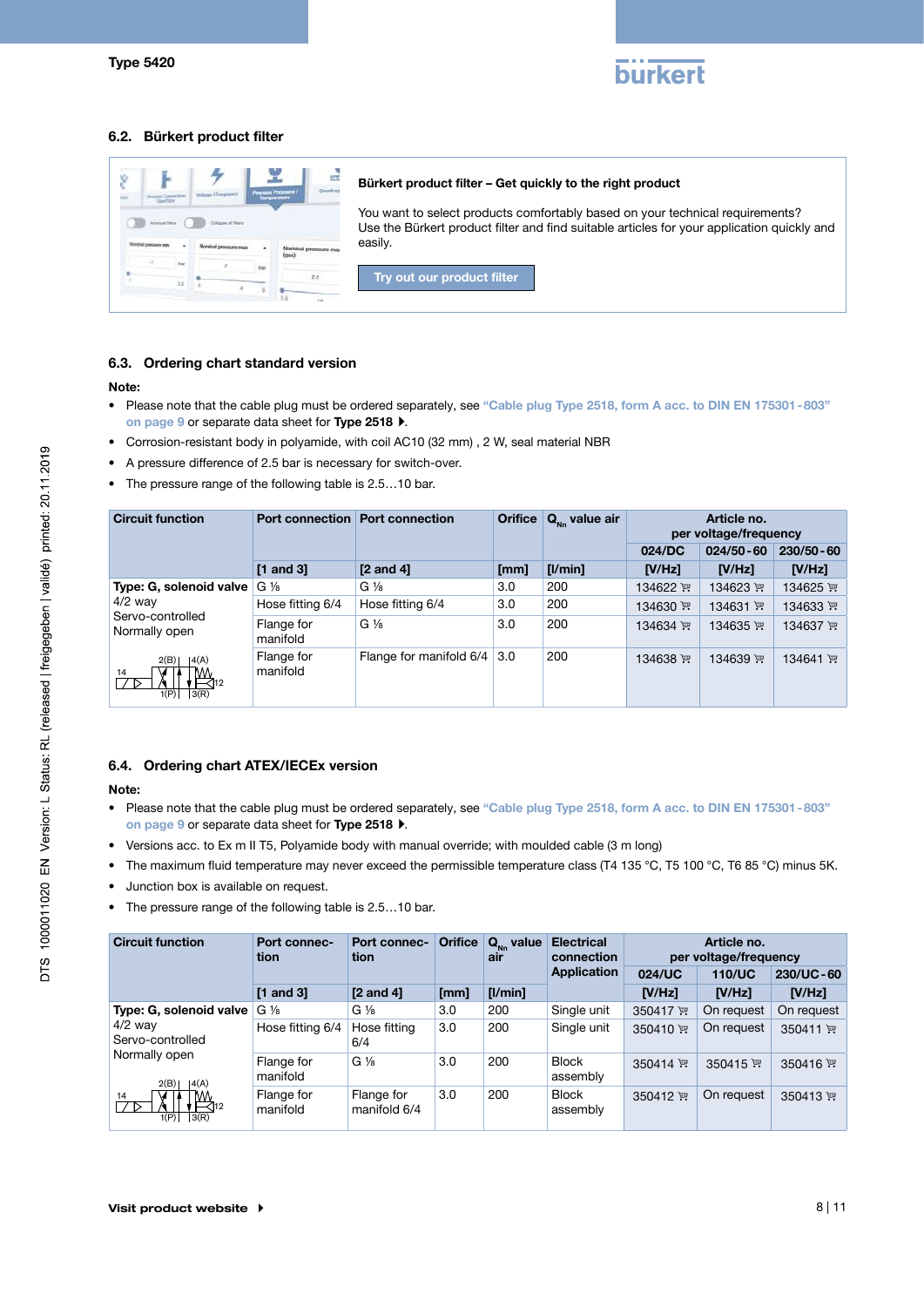## 6.2. Bürkert product filter

**Bürkert product filter – Get quickly to the right product**

You want to select products comfortably based on your technical requirements? Use the Bürkert product filter and find suitable articles for your application quickly and easily.

Try out our product filter

## 6.3. Ordering chart standard version

**Note:**

- Please note that the cable plug must be ordered separately, see "Cable plug Type 2518, form A acc. to DIN EN 175301-803" on page 9 or separate data sheet for **Type 2518**.
- Corrosion-resistant body in polyamide, with coil AC10 (32 mm) , 2 W, seal material NBR
- A pressure difference of 2.5 bar is necessary for switch-over.
- The pressure range of the following table is 2.5…10 bar.

| Circuit function | Port connection | Port connection | Orifice | $Q_{Nn}$ value air | Article no. per voltage/frequency | | |
|---|---|---|---|---|---|---|---|
| | | | | | 024/DC | 024/50-60 | 230/50-60 |
| | [1 and 3] | [2 and 4] | [mm] | [l/min] | [V/Hz] | [V/Hz] | [V/Hz] |
| **Type: G, solenoid valve** 4/2 way Servo-controlled Normally open | G ⅛ | G ⅛ | 3.0 | 200 | 134622 | 134623 | 134625 |
| | Hose fitting 6/4 | Hose fitting 6/4 | 3.0 | 200 | 134630 | 134631 | 134633 |
| | Flange for manifold | G ⅛ | 3.0 | 200 | 134634 | 134635 | 134637 |
| | Flange for manifold | Flange for manifold 6/4 | 3.0 | 200 | 134638 | 134639 | 134641 |

## 6.4. Ordering chart ATEX/IECEx version

**Note:**

- Please note that the cable plug must be ordered separately, see "Cable plug Type 2518, form A acc. to DIN EN 175301-803" on page 9 or separate data sheet for **Type 2518**.
- Versions acc. to Ex m II T5, Polyamide body with manual override; with moulded cable (3 m long)
- The maximum fluid temperature may never exceed the permissible temperature class (T4 135 °C, T5 100 °C, T6 85 °C) minus 5K.
- Junction box is available on request.
- The pressure range of the following table is 2.5…10 bar.

| Circuit function | Port connection | Port connection | Orifice | $Q_{Nn}$ value air | Electrical connection Application | Article no. per voltage/frequency | | |
|---|---|---|---|---|---|---|---|---|
| | | | | | | 024/UC | 110/UC | 230/UC-60 |
| | [1 and 3] | [2 and 4] | [mm] | [l/min] | | [V/Hz] | [V/Hz] | [V/Hz] |
| **Type: G, solenoid valve** 4/2 way Servo-controlled Normally open | G ⅛ | G ⅛ | 3.0 | 200 | Single unit | 350417 | On request | On request |
| | Hose fitting 6/4 | Hose fitting 6/4 | 3.0 | 200 | Single unit | 350410 | On request | 350411 |
| | Flange for manifold | G ⅛ | 3.0 | 200 | Block assembly | 350414 | 350415 | 350416 |
| | Flange for manifold | Flange for manifold 6/4 | 3.0 | 200 | Block assembly | 350412 | On request | 350413 |

**Visit product website**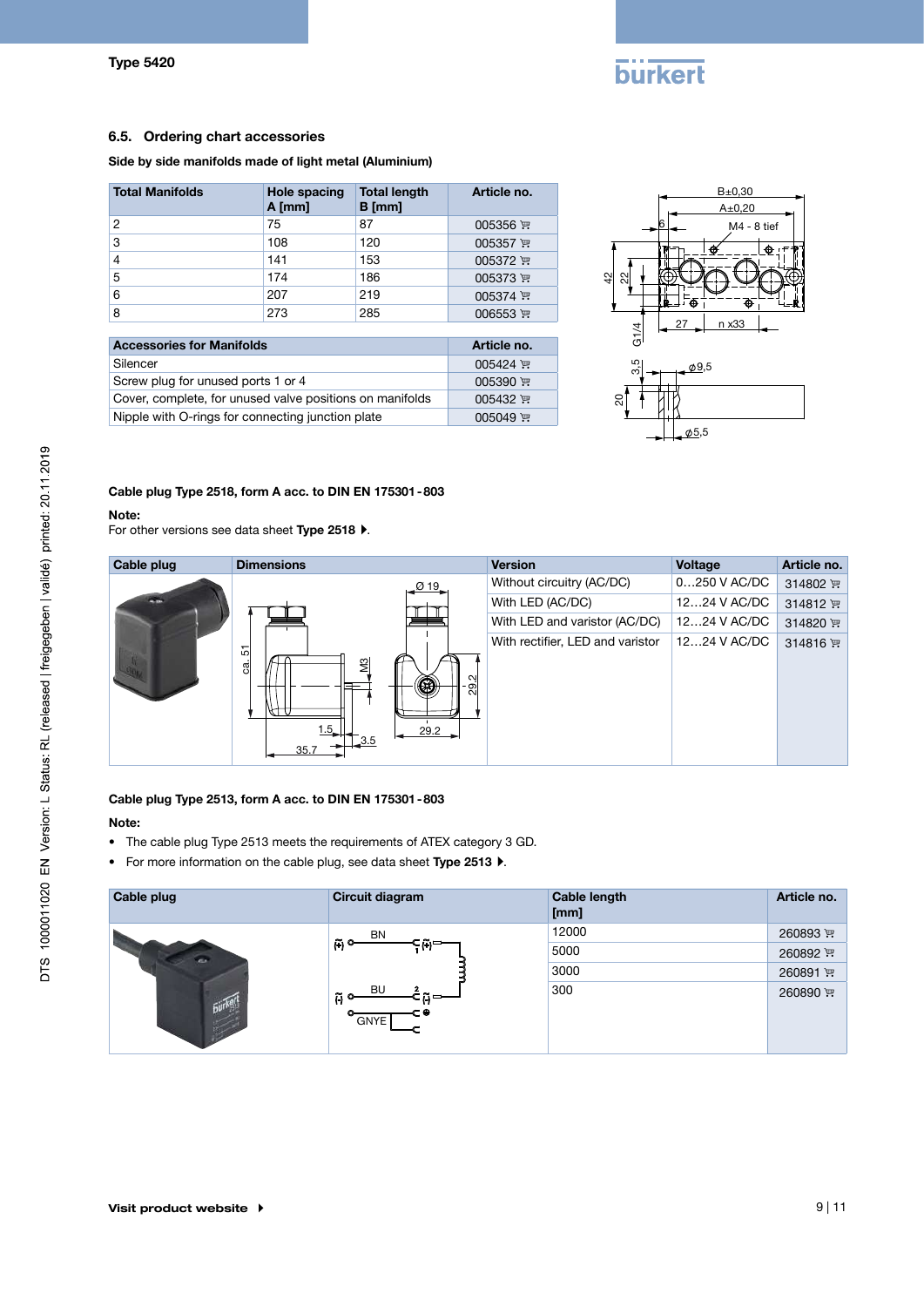## 6.5. Ordering chart accessories

**Side by side manifolds made of light metal (Aluminium)**

| Total Manifolds | Hole spacing A [mm] | Total length B [mm] | Article no. |
|---|---|---|---|
| 2 | 75 | 87 | 005356 |
| 3 | 108 | 120 | 005357 |
| 4 | 141 | 153 | 005372 |
| 5 | 174 | 186 | 005373 |
| 6 | 207 | 219 | 005374 |
| 8 | 273 | 285 | 006553 |

| Accessories for Manifolds | Article no. |
|---|---|
| Silencer | 005424 |
| Screw plug for unused ports 1 or 4 | 005390 |
| Cover, complete, for unused valve positions on manifolds | 005432 |
| Nipple with O-rings for connecting junction plate | 005049 |

**Cable plug Type 2518, form A acc. to DIN EN 175301 - 803**

**Note:**
For other versions see data sheet **Type 2518**.

| Cable plug | Dimensions | Version | Voltage | Article no. |
|---|---|---|---|---|
| | | Without circuitry (AC/DC) | 0…250 V AC/DC | 314802 |
| | | With LED (AC/DC) | 12…24 V AC/DC | 314812 |
| | | With LED and varistor (AC/DC) | 12…24 V AC/DC | 314820 |
| | | With rectifier, LED and varistor | 12…24 V AC/DC | 314816 |

**Cable plug Type 2513, form A acc. to DIN EN 175301 - 803**

**Note:**

- The cable plug Type 2513 meets the requirements of ATEX category 3 GD.
- For more information on the cable plug, see data sheet **Type 2513**.

| Cable plug | Circuit diagram | Cable length [mm] | Article no. |
|---|---|---|---|
| | | 12000 | 260893 |
| | | 5000 | 260892 |
| | | 3000 | 260891 |
| | | 300 | 260890 |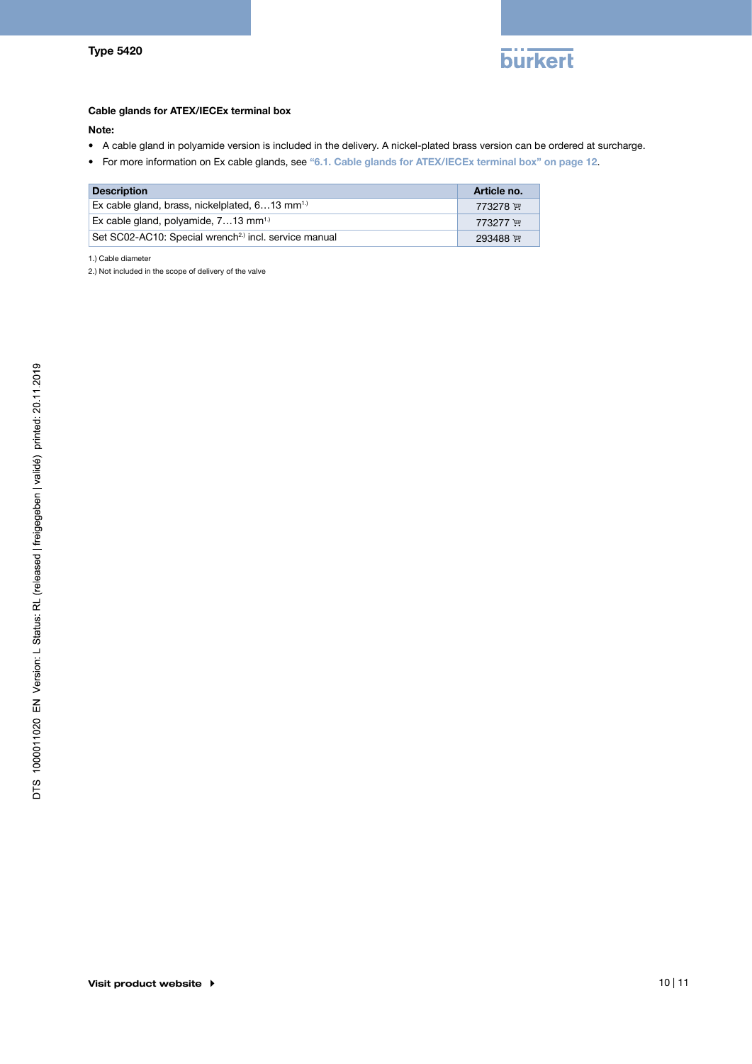**Cable glands for ATEX/IECEx terminal box**

**Note:**

- A cable gland in polyamide version is included in the delivery. A nickel-plated brass version can be ordered at surcharge.
- For more information on Ex cable glands, see **"6.1. Cable glands for ATEX/IECEx terminal box" on page 12**.

| Description | Article no. |
| --- | --- |
| Ex cable gland, brass, nickelplated, 6…13 mm[1.)] | 773278 |
| Ex cable gland, polyamide, 7…13 mm[1.)] | 773277 |
| Set SC02-AC10: Special wrench[2.)] incl. service manual | 293488 |

1.) Cable diameter

2.) Not included in the scope of delivery of the valve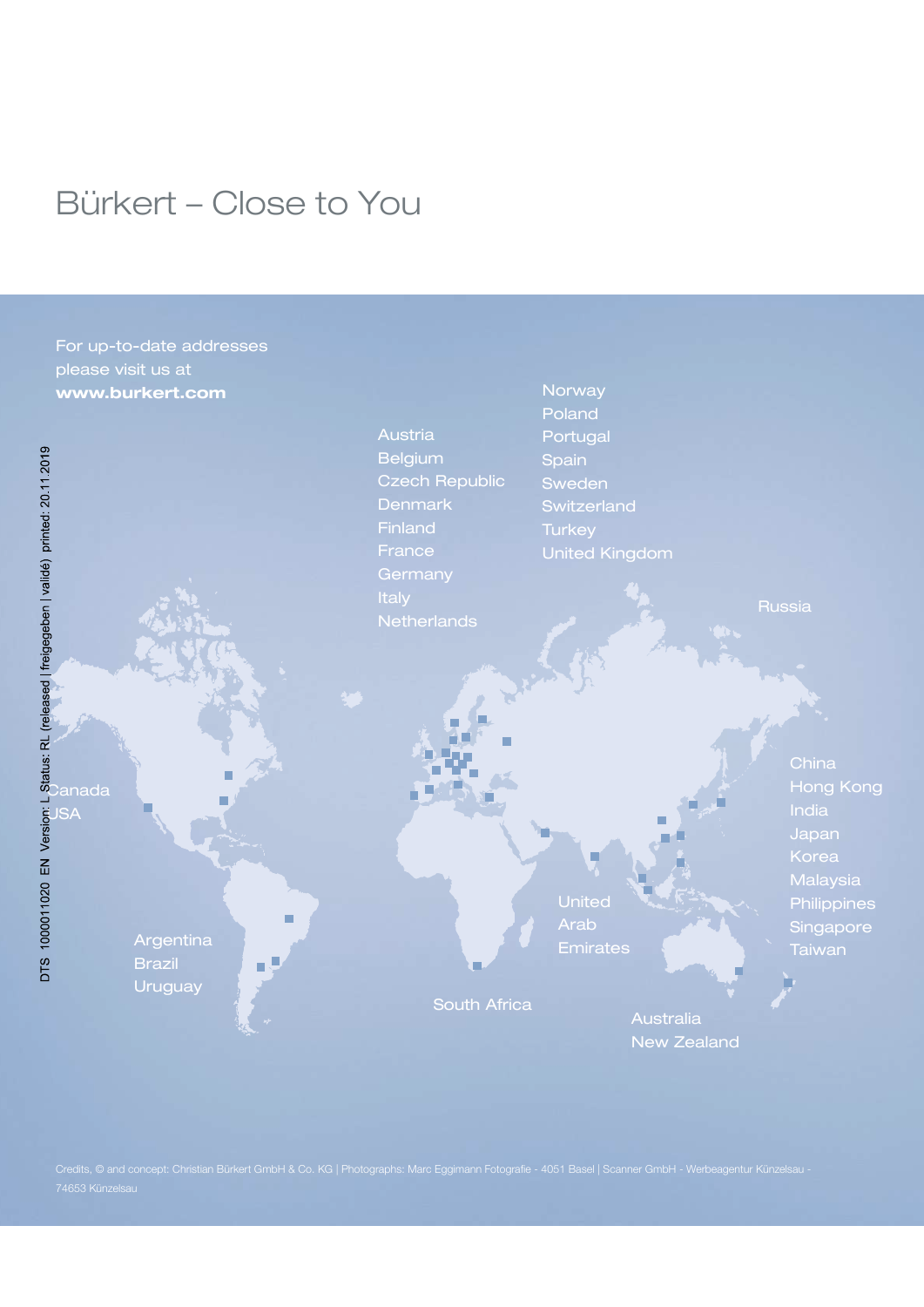# Bürkert – Close to You

For up-to-date addresses please visit us at **www.burkert.com**

Austria
Belgium
Czech Republic
Denmark
Finland
France
Germany
Italy
Netherlands

Norway
Poland
Portugal
Spain
Sweden
Switzerland
Turkey
United Kingdom

Russia

Canada
USA

Argentina
Brazil
Uruguay

South Africa

United Arab Emirates

China
Hong Kong
India
Japan
Korea
Malaysia
Philippines
Singapore
Taiwan

Australia
New Zealand

DTS 1000011020 EN Version: L Status: RL (released | freigegeben | validé) printed: 20.11.2019

Credits, © and concept: Christian Bürkert GmbH & Co. KG | Photographs: Marc Eggimann Fotografie - 4051 Basel | Scanner GmbH - Werbeagentur Künzelsau - 74653 Künzelsau